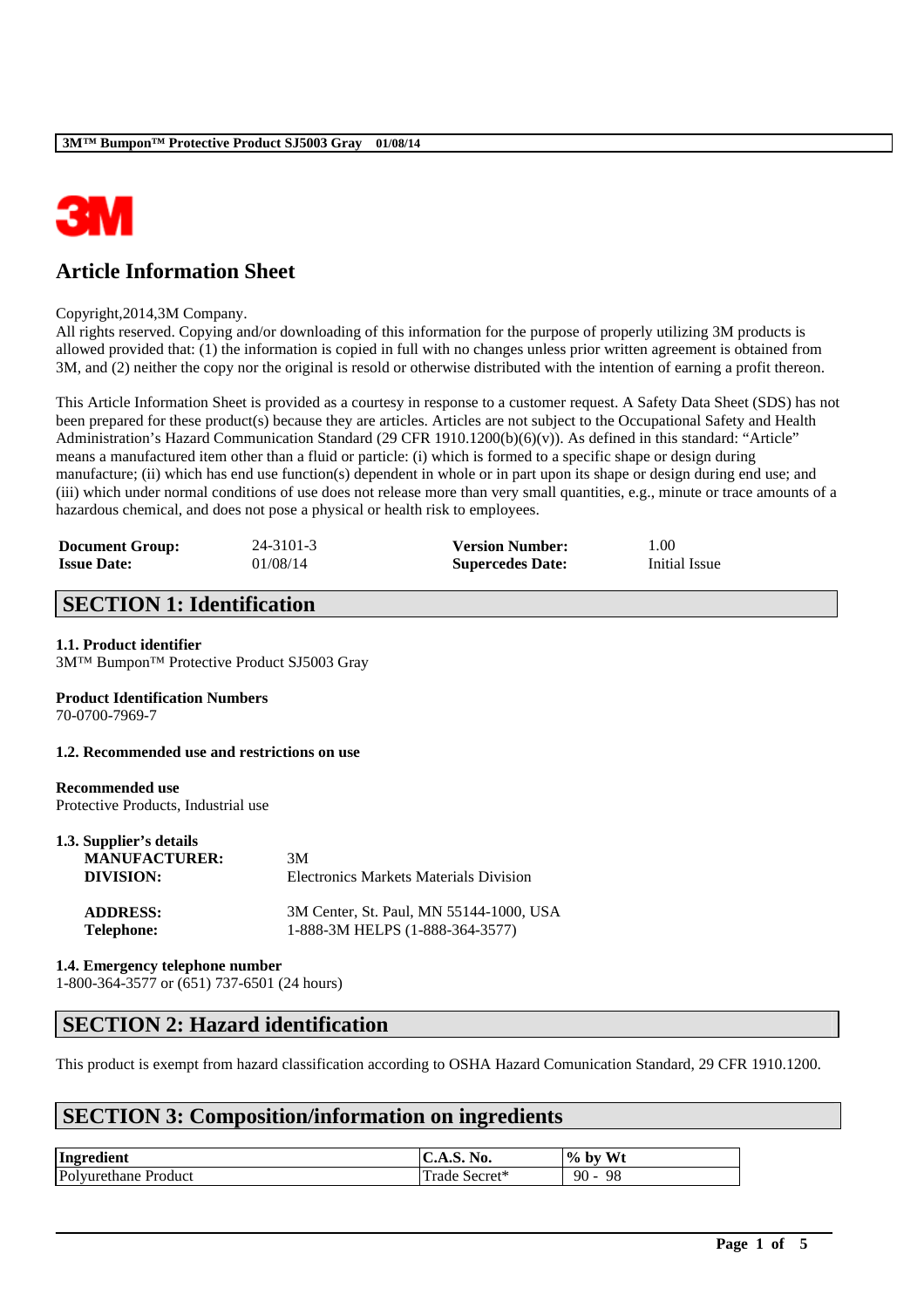# Article Information Sheet

Copyright,2014,3M Company.
All rights reserved. Copying and/or downloading of this information for the purpose of properly utilizing 3M products is allowed provided that: (1) the information is copied in full with no changes unless prior written agreement is obtained from 3M, and (2) neither the copy nor the original is resold or otherwise distributed with the intention of earning a profit thereon.

This Article Information Sheet is provided as a courtesy in response to a customer request. A Safety Data Sheet (SDS) has not been prepared for these product(s) because they are articles. Articles are not subject to the Occupational Safety and Health Administration's Hazard Communication Standard (29 CFR 1910.1200(b)(6)(v)). As defined in this standard: "Article" means a manufactured item other than a fluid or particle: (i) which is formed to a specific shape or design during manufacture; (ii) which has end use function(s) dependent in whole or in part upon its shape or design during end use; and (iii) which under normal conditions of use does not release more than very small quantities, e.g., minute or trace amounts of a hazardous chemical, and does not pose a physical or health risk to employees.

| | | | |
|---|---|---|---|
| **Document Group:** | 24-3101-3 | **Version Number:** | 1.00 |
| **Issue Date:** | 01/08/14 | **Supercedes Date:** | Initial Issue |

## SECTION 1: Identification

**1.1. Product identifier**
3M™ Bumpon™ Protective Product SJ5003 Gray

**Product Identification Numbers**
70-0700-7969-7

**1.2. Recommended use and restrictions on use**

**Recommended use**
Protective Products, Industrial use

**1.3. Supplier's details**

| | |
|---|---|
| **MANUFACTURER:** | 3M |
| **DIVISION:** | Electronics Markets Materials Division |
| **ADDRESS:** | 3M Center, St. Paul, MN 55144-1000, USA |
| **Telephone:** | 1-888-3M HELPS (1-888-364-3577) |

**1.4. Emergency telephone number**
1-800-364-3577 or (651) 737-6501 (24 hours)

## SECTION 2: Hazard identification

This product is exempt from hazard classification according to OSHA Hazard Comunication Standard, 29 CFR 1910.1200.

## SECTION 3: Composition/information on ingredients

| Ingredient | C.A.S. No. | % by Wt |
|---|---|---|
| Polyurethane Product | Trade Secret* | 90 - 98 |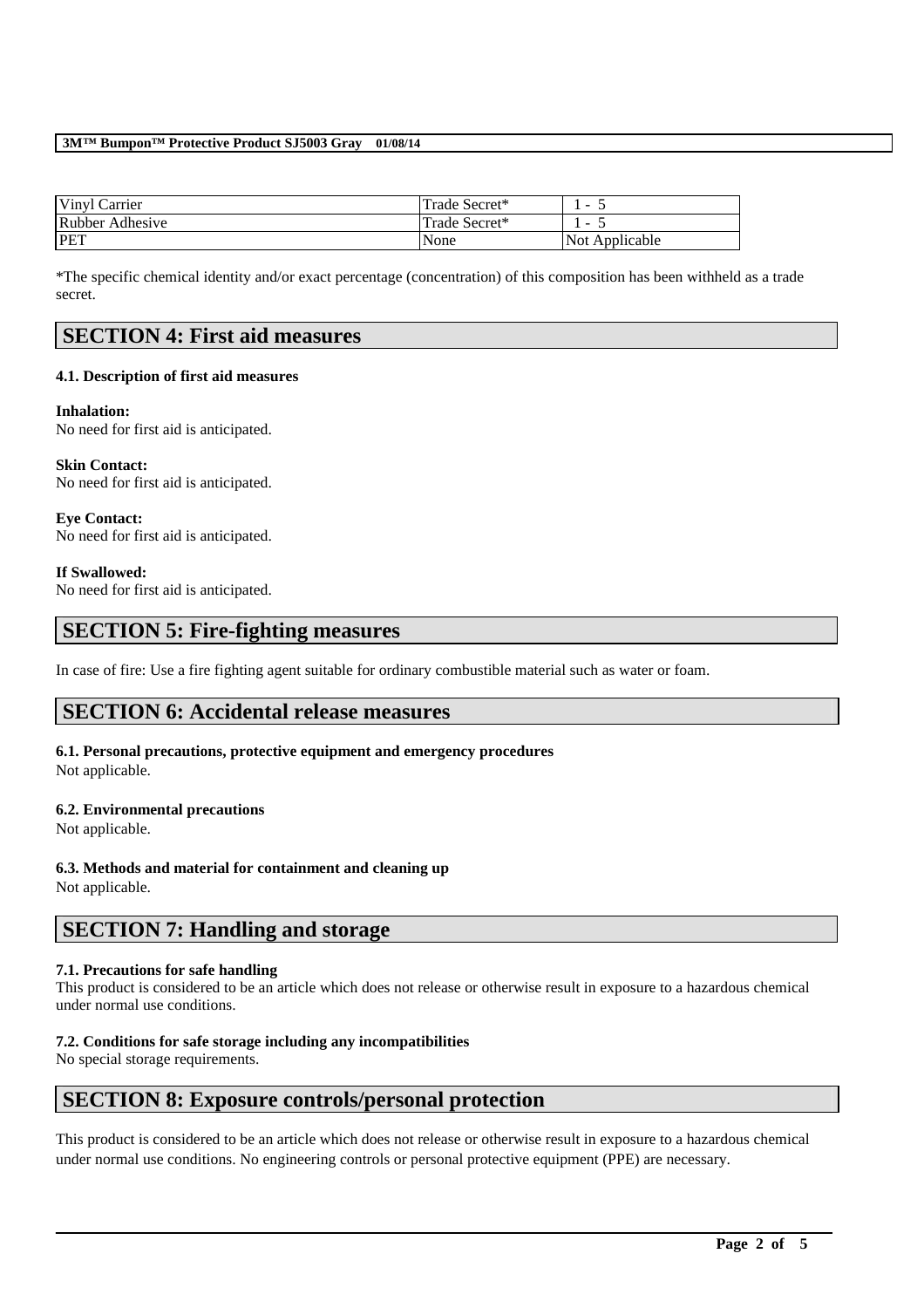| Vinyl Carrier | Trade Secret* | 1 - 5 |
| --- | --- | --- |
| Rubber Adhesive | Trade Secret* | 1 - 5 |
| PET | None | Not Applicable |

*The specific chemical identity and/or exact percentage (concentration) of this composition has been withheld as a trade secret.

## SECTION 4: First aid measures

### 4.1. Description of first aid measures

**Inhalation:**
No need for first aid is anticipated.

**Skin Contact:**
No need for first aid is anticipated.

**Eye Contact:**
No need for first aid is anticipated.

**If Swallowed:**
No need for first aid is anticipated.

## SECTION 5: Fire-fighting measures

In case of fire: Use a fire fighting agent suitable for ordinary combustible material such as water or foam.

## SECTION 6: Accidental release measures

### 6.1. Personal precautions, protective equipment and emergency procedures

Not applicable.

### 6.2. Environmental precautions

Not applicable.

### 6.3. Methods and material for containment and cleaning up

Not applicable.

## SECTION 7: Handling and storage

### 7.1. Precautions for safe handling

This product is considered to be an article which does not release or otherwise result in exposure to a hazardous chemical under normal use conditions.

### 7.2. Conditions for safe storage including any incompatibilities

No special storage requirements.

## SECTION 8: Exposure controls/personal protection

This product is considered to be an article which does not release or otherwise result in exposure to a hazardous chemical under normal use conditions. No engineering controls or personal protective equipment (PPE) are necessary.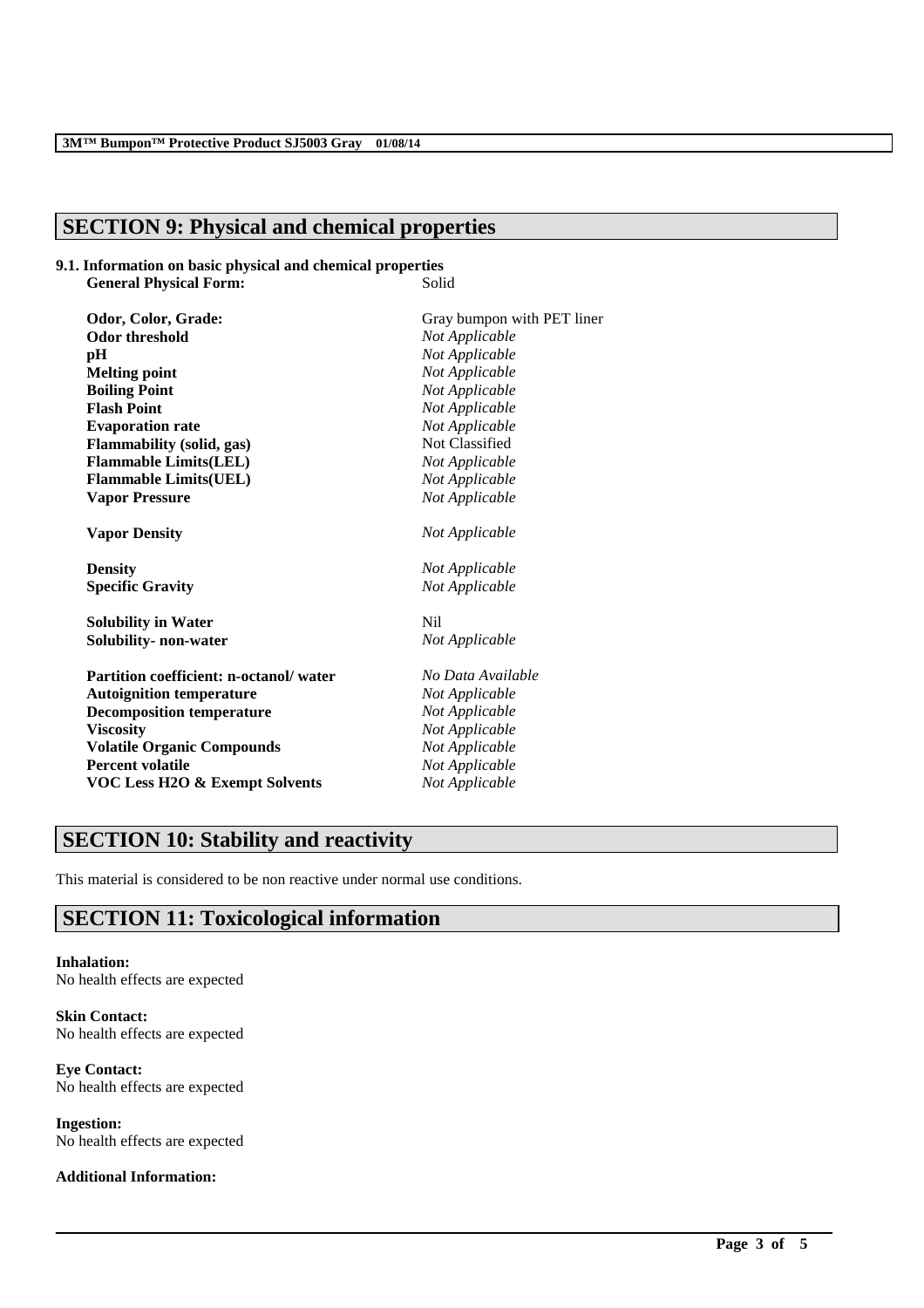## SECTION 9: Physical and chemical properties

### 9.1. Information on basic physical and chemical properties

| Property | Value |
|---|---|
| **General Physical Form:** | Solid |
| **Odor, Color, Grade:** | Gray bumpon with PET liner |
| **Odor threshold** | *Not Applicable* |
| **pH** | *Not Applicable* |
| **Melting point** | *Not Applicable* |
| **Boiling Point** | *Not Applicable* |
| **Flash Point** | *Not Applicable* |
| **Evaporation rate** | *Not Applicable* |
| **Flammability (solid, gas)** | Not Classified |
| **Flammable Limits(LEL)** | *Not Applicable* |
| **Flammable Limits(UEL)** | *Not Applicable* |
| **Vapor Pressure** | *Not Applicable* |
| **Vapor Density** | *Not Applicable* |
| **Density** | *Not Applicable* |
| **Specific Gravity** | *Not Applicable* |
| **Solubility in Water** | Nil |
| **Solubility- non-water** | *Not Applicable* |
| **Partition coefficient: n-octanol/ water** | *No Data Available* |
| **Autoignition temperature** | *Not Applicable* |
| **Decomposition temperature** | *Not Applicable* |
| **Viscosity** | *Not Applicable* |
| **Volatile Organic Compounds** | *Not Applicable* |
| **Percent volatile** | *Not Applicable* |
| **VOC Less H2O & Exempt Solvents** | *Not Applicable* |

## SECTION 10: Stability and reactivity

This material is considered to be non reactive under normal use conditions.

## SECTION 11: Toxicological information

**Inhalation:**
No health effects are expected

**Skin Contact:**
No health effects are expected

**Eye Contact:**
No health effects are expected

**Ingestion:**
No health effects are expected

**Additional Information:**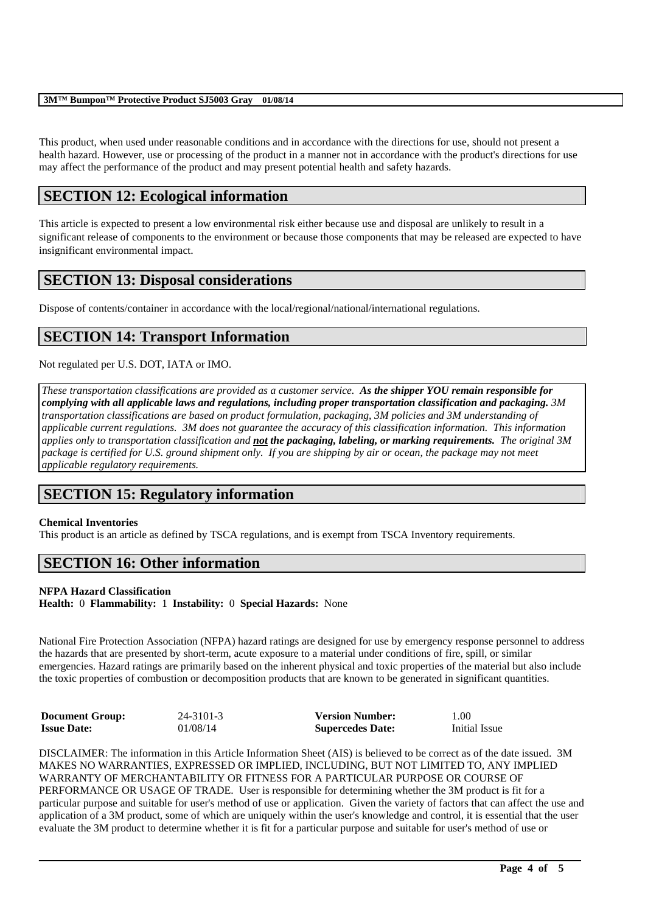This product, when used under reasonable conditions and in accordance with the directions for use, should not present a health hazard. However, use or processing of the product in a manner not in accordance with the product's directions for use may affect the performance of the product and may present potential health and safety hazards.

## SECTION 12: Ecological information

This article is expected to present a low environmental risk either because use and disposal are unlikely to result in a significant release of components to the environment or because those components that may be released are expected to have insignificant environmental impact.

## SECTION 13: Disposal considerations

Dispose of contents/container in accordance with the local/regional/national/international regulations.

## SECTION 14: Transport Information

Not regulated per U.S. DOT, IATA or IMO.

*These transportation classifications are provided as a customer service.* ***As the shipper YOU remain responsible for complying with all applicable laws and regulations, including proper transportation classification and packaging.*** *3M transportation classifications are based on product formulation, packaging, 3M policies and 3M understanding of applicable current regulations. 3M does not guarantee the accuracy of this classification information. This information applies only to transportation classification and* ***<u>not</u> the packaging, labeling, or marking requirements.*** *The original 3M package is certified for U.S. ground shipment only. If you are shipping by air or ocean, the package may not meet applicable regulatory requirements.*

## SECTION 15: Regulatory information

**Chemical Inventories**

This product is an article as defined by TSCA regulations, and is exempt from TSCA Inventory requirements.

## SECTION 16: Other information

**NFPA Hazard Classification**

**Health:** 0 **Flammability:** 1 **Instability:** 0 **Special Hazards:** None

National Fire Protection Association (NFPA) hazard ratings are designed for use by emergency response personnel to address the hazards that are presented by short-term, acute exposure to a material under conditions of fire, spill, or similar emergencies. Hazard ratings are primarily based on the inherent physical and toxic properties of the material but also include the toxic properties of combustion or decomposition products that are known to be generated in significant quantities.

| **Document Group:** | 24-3101-3 | **Version Number:** | 1.00 |
|---|---|---|---|
| **Issue Date:** | 01/08/14 | **Supercedes Date:** | Initial Issue |

DISCLAIMER: The information in this Article Information Sheet (AIS) is believed to be correct as of the date issued. 3M MAKES NO WARRANTIES, EXPRESSED OR IMPLIED, INCLUDING, BUT NOT LIMITED TO, ANY IMPLIED WARRANTY OF MERCHANTABILITY OR FITNESS FOR A PARTICULAR PURPOSE OR COURSE OF PERFORMANCE OR USAGE OF TRADE. User is responsible for determining whether the 3M product is fit for a particular purpose and suitable for user's method of use or application. Given the variety of factors that can affect the use and application of a 3M product, some of which are uniquely within the user's knowledge and control, it is essential that the user evaluate the 3M product to determine whether it is fit for a particular purpose and suitable for user's method of use or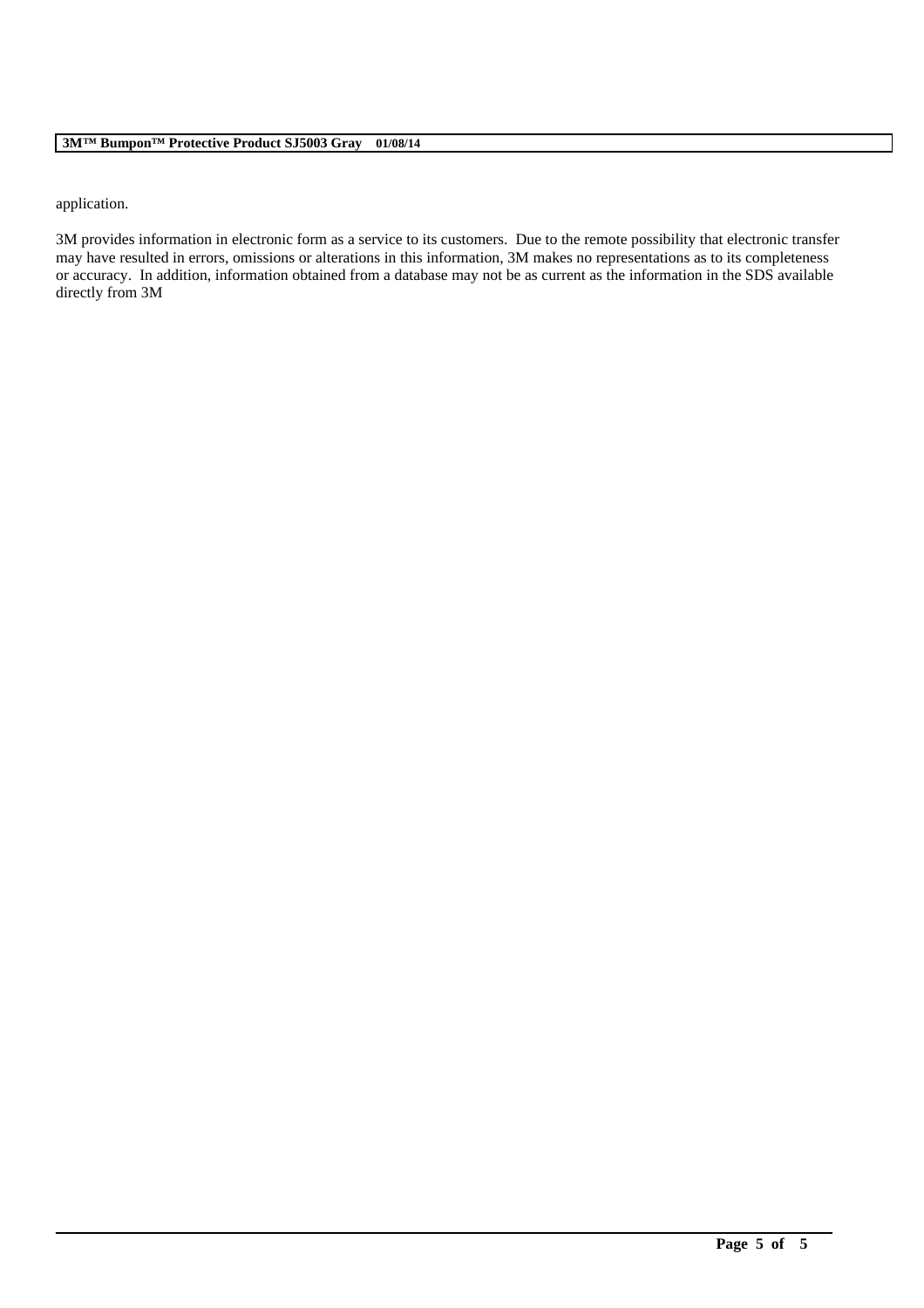application.

3M provides information in electronic form as a service to its customers. Due to the remote possibility that electronic transfer may have resulted in errors, omissions or alterations in this information, 3M makes no representations as to its completeness or accuracy. In addition, information obtained from a database may not be as current as the information in the SDS available directly from 3M